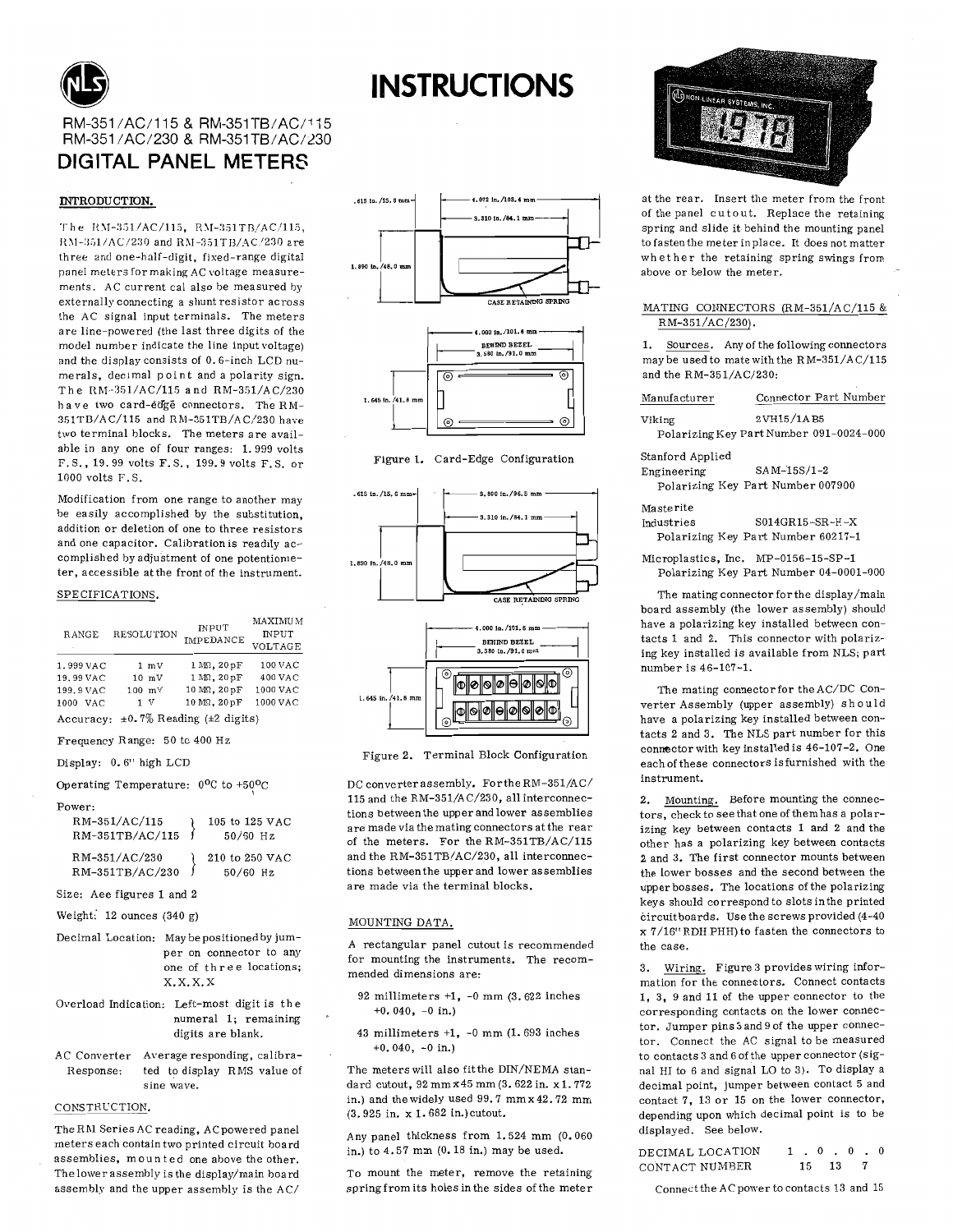# INSTRUCTIONS

RM-351/AC/115 & RM-351TB/AC/115
RM-351/AC/230 & RM-351TB/AC/230

## DIGITAL PANEL METERS

### INTRODUCTION.

The RM-351/AC/115, RM-351TB/AC/115, RM-351/AC/230 and RM-351TB/AC/230 are three and one-half-digit, fixed-range digital panel meters for making AC voltage measurements. AC current can also be measured by externally connecting a shunt resistor across the AC signal input terminals. The meters are line-powered (the last three digits of the model number indicate the line input voltage) and the display consists of 0.6-inch LCD numerals, decimal point and a polarity sign. The RM-351/AC/115 and RM-351/AC/230 have two card-edge connectors. The RM-351TB/AC/115 and RM-351TB/AC/230 have two terminal blocks. The meters are available in any one of four ranges: 1.999 volts F.S., 19.99 volts F.S., 199.9 volts F.S. or 1000 volts F.S.

Modification from one range to another may be easily accomplished by the substitution, addition or deletion of one to three resistors and one capacitor. Calibration is readily accomplished by adjustment of one potentiometer, accessible at the front of the instrument.

### SPECIFICATIONS.

| RANGE | RESOLUTION | INPUT IMPEDANCE | MAXIMUM INPUT VOLTAGE |
|---|---|---|---|
| 1.999 VAC | 1 mV | 1 MΩ, 20 pF | 100 VAC |
| 19.99 VAC | 10 mV | 1 MΩ, 20 pF | 400 VAC |
| 199.9 VAC | 100 mV | 10 MΩ, 20 pF | 1000 VAC |
| 1000 VAC | 1 V | 10 MΩ, 20 pF | 1000 VAC |

Accuracy: ±0.7% Reading (±2 digits)

Frequency Range: 50 to 400 Hz

Display: 0.6" high LCD

Operating Temperature: 0°C to +50°C

Power:

- RM-351/AC/115, RM-351TB/AC/115: 105 to 125 VAC, 50/60 Hz
- RM-351/AC/230, RM-351TB/AC/230: 210 to 250 VAC, 50/60 Hz

Size: See figures 1 and 2

Weight: 12 ounces (340 g)

Decimal Location: May be positioned by jumper on connector to any one of three locations; X.X.X.X

Overload Indication: Left-most digit is the numeral 1; remaining digits are blank.

AC Converter Response: Average responding, calibrated to display RMS value of sine wave.

### CONSTRUCTION.

The RM Series AC reading, AC powered panel meters each contain two printed circuit board assemblies, mounted one above the other. The lower assembly is the display/main board assembly and the upper assembly is the AC/DC converter assembly. For the RM-351/AC/115 and the RM-351/AC/230, all interconnections between the upper and lower assemblies are made via the mating connectors at the rear of the meters. For the RM-351TB/AC/115 and the RM-351TB/AC/230, all interconnections between the upper and lower assemblies are made via the terminal blocks.

.615 in./15.6 mm; 4.072 in./103.4 mm; 3.310 in./84.1 mm; 1.890 in./48.0 mm; CASE RETAINING SPRING; 4.000 in./101.6 mm; BEHIND BEZEL 3.580 in./91.0 mm; 1.645 in./41.8 mm

Figure 1. Card-Edge Configuration

.615 in./15.6 mm; 3.800 in./96.5 mm; 3.310 in./84.1 mm; 1.890 in./48.0 mm; CASE RETAINING SPRING; 4.000 in./101.6 mm; BEHIND BEZEL 3.580 in./91.0 mm; 1.645 in./41.8 mm

Figure 2. Terminal Block Configuration

### MOUNTING DATA.

A rectangular panel cutout is recommended for mounting the instruments. The recommended dimensions are:

92 millimeters +1, -0 mm (3.622 inches +0.040, -0 in.)

43 millimeters +1, -0 mm (1.693 inches +0.040, -0 in.)

The meters will also fit the DIN/NEMA standard cutout, 92 mm x 45 mm (3.622 in. x 1.772 in.) and the widely used 99.7 mm x 42.72 mm (3.925 in. x 1.682 in.) cutout.

Any panel thickness from 1.524 mm (0.060 in.) to 4.57 mm (0.18 in.) may be used.

To mount the meter, remove the retaining spring from its holes in the sides of the meter at the rear. Insert the meter from the front of the panel cutout. Replace the retaining spring and slide it behind the mounting panel to fasten the meter in place. It does not matter whether the retaining spring swings from above or below the meter.

### MATING CONNECTORS (RM-351/AC/115 & RM-351/AC/230).

1. Sources. Any of the following connectors may be used to mate with the RM-351/AC/115 and the RM-351/AC/230:

| Manufacturer | Connector Part Number |
|---|---|
| Viking | 2VH15/1AB5 |
| | Polarizing Key Part Number 091-0024-000 |
| Stanford Applied Engineering | SAM-15S/1-2 |
| | Polarizing Key Part Number 007900 |
| Masterite Industries | S014GR15-SR-H-X |
| | Polarizing Key Part Number 60217-1 |
| Microplastics, Inc. | MP-0156-15-SP-1 |
| | Polarizing Key Part Number 04-0001-000 |

The mating connector for the display/main board assembly (the lower assembly) should have a polarizing key installed between contacts 1 and 2. This connector with polarizing key installed is available from NLS; part number is 46-107-1.

The mating connector for the AC/DC Converter Assembly (upper assembly) should have a polarizing key installed between contacts 2 and 3. The NLS part number for this connector with key installed is 46-107-2. One each of these connectors is furnished with the instrument.

2. Mounting. Before mounting the connectors, check to see that one of them has a polarizing key between contacts 1 and 2 and the other has a polarizing key between contacts 2 and 3. The first connector mounts between the lower bosses and the second between the upper bosses. The locations of the polarizing keys should correspond to slots in the printed circuit boards. Use the screws provided (4-40 x 7/16" RDH PHH) to fasten the connectors to the case.

3. Wiring. Figure 3 provides wiring information for the connectors. Connect contacts 1, 3, 9 and 11 of the upper connector to the corresponding contacts on the lower connector. Jumper pins 5 and 9 of the upper connector. Connect the AC signal to be measured to contacts 3 and 6 of the upper connector (signal HI to 6 and signal LO to 3). To display a decimal point, jumper between contact 5 and contact 7, 13 or 15 on the lower connector, depending upon which decimal point is to be displayed. See below.

| DECIMAL LOCATION | 1 . 0 . 0 . 0 |
|---|---|
| CONTACT NUMBER | 15 13 7 |

Connect the AC power to contacts 13 and 15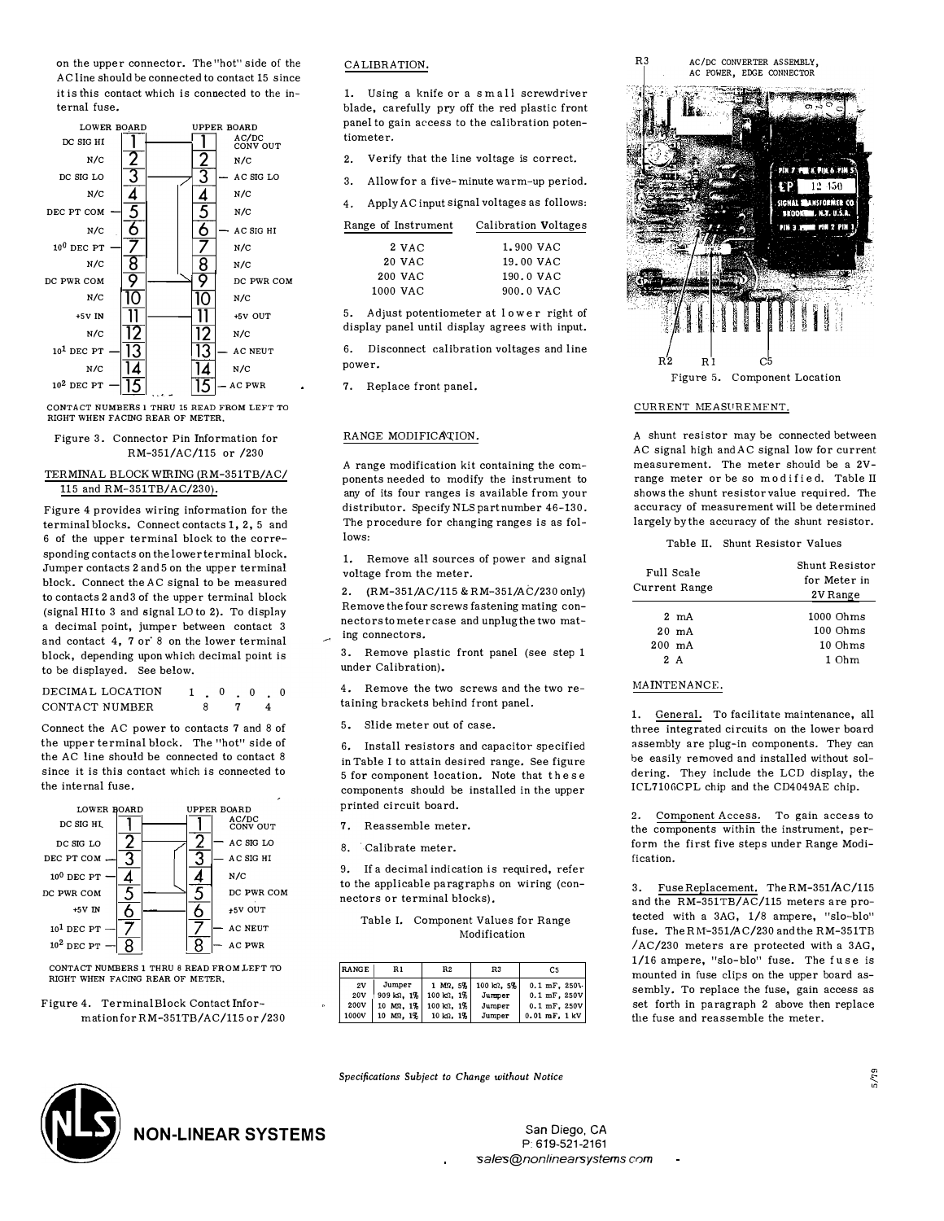on the upper connector. The "hot" side of the AC line should be connected to contact 15 since it is this contact which is connected to the internal fuse.

| LOWER BOARD | | | UPPER BOARD |
|---|---|---|---|
| DC SIG HI | 1 | 1 | AC/DC CONV OUT |
| N/C | 2 | 2 | N/C |
| DC SIG LO | 3 | 3 | AC SIG LO |
| N/C | 4 | 4 | N/C |
| DEC PT COM | 5 | 5 | N/C |
| N/C | 6 | 6 | AC SIG HI |
| $10^0$ DEC PT | 7 | 7 | N/C |
| N/C | 8 | 8 | N/C |
| DC PWR COM | 9 | 9 | DC PWR COM |
| N/C | 10 | 10 | N/C |
| +5V IN | 11 | 11 | +5V OUT |
| N/C | 12 | 12 | N/C |
| $10^1$ DEC PT | 13 | 13 | AC NEUT |
| N/C | 14 | 14 | N/C |
| $10^2$ DEC PT | 15 | 15 | AC PWR |

CONTACT NUMBERS 1 THRU 15 READ FROM LEFT TO RIGHT WHEN FACING REAR OF METER.

Figure 3. Connector Pin Information for RM-351/AC/115 or /230

TERMINAL BLOCK WIRING (RM-351TB/AC/115 and RM-351TB/AC/230).

Figure 4 provides wiring information for the terminal blocks. Connect contacts 1, 2, 5 and 6 of the upper terminal block to the corresponding contacts on the lower terminal block. Jumper contacts 2 and 5 on the upper terminal block. Connect the AC signal to be measured to contacts 2 and 3 of the upper terminal block (signal HI to 3 and signal LO to 2). To display a decimal point, jumper between contact 3 and contact 4, 7 or 8 on the lower terminal block, depending upon which decimal point is to be displayed. See below.

| DECIMAL LOCATION | 1 . 0 . 0 . 0 |
|---|---|
| CONTACT NUMBER | 8 7 4 |

Connect the AC power to contacts 7 and 8 of the upper terminal block. The "hot" side of the AC line should be connected to contact 8 since it is this contact which is connected to the internal fuse.

| LOWER BOARD | | | UPPER BOARD |
|---|---|---|---|
| DC SIG HI | 1 | 1 | AC/DC CONV OUT |
| DC SIG LO | 2 | 2 | AC SIG LO |
| DEC PT COM | 3 | 3 | AC SIG HI |
| $10^0$ DEC PT | 4 | 4 | N/C |
| DC PWR COM | 5 | 5 | DC PWR COM |
| +5V IN | 6 | 6 | +5V OUT |
| $10^1$ DEC PT | 7 | 7 | AC NEUT |
| $10^2$ DEC PT | 8 | 8 | AC PWR |

CONTACT NUMBERS 1 THRU 8 READ FROM LEFT TO RIGHT WHEN FACING REAR OF METER.

Figure 4. Terminal Block Contact Information for RM-351TB/AC/115 or /230

CALIBRATION.

1. Using a knife or a small screwdriver blade, carefully pry off the red plastic front panel to gain access to the calibration potentiometer.

2. Verify that the line voltage is correct.

3. Allow for a five-minute warm-up period.

4. Apply AC input signal voltages as follows:

| Range of Instrument | Calibration Voltages |
|---|---|
| 2 VAC | 1.900 VAC |
| 20 VAC | 19.00 VAC |
| 200 VAC | 190.0 VAC |
| 1000 VAC | 900.0 VAC |

5. Adjust potentiometer at lower right of display panel until display agrees with input.

6. Disconnect calibration voltages and line power.

7. Replace front panel.

RANGE MODIFICATION.

A range modification kit containing the components needed to modify the instrument to any of its four ranges is available from your distributor. Specify NLS part number 46-130. The procedure for changing ranges is as follows:

1. Remove all sources of power and signal voltage from the meter.

2. (RM-351/AC/115 & RM-351/AC/230 only) Remove the four screws fastening mating connectors to meter case and unplug the two mating connectors.

3. Remove plastic front panel (see step 1 under Calibration).

4. Remove the two screws and the two retaining brackets behind front panel.

5. Slide meter out of case.

6. Install resistors and capacitor specified in Table I to attain desired range. See figure 5 for component location. Note that these components should be installed in the upper printed circuit board.

7. Reassemble meter.

8. Calibrate meter.

9. If a decimal indication is required, refer to the applicable paragraphs on wiring (connectors or terminal blocks).

Table I. Component Values for Range Modification

| RANGE | R1 | R2 | R3 | C5 |
|---|---|---|---|---|
| 2V | Jumper | 1 MΩ, 5% | 100 kΩ, 5% | 0.1 mF, 250V |
| 20V | 909 kΩ, 1% | 100 kΩ, 1% | Jumper | 0.1 mF, 250V |
| 200V | 10 MΩ, 1% | 100 kΩ, 1% | Jumper | 0.1 mF, 250V |
| 1000V | 10 MΩ, 1% | 10 kΩ, 1% | Jumper | 0.01 mF, 1 kV |

R3 AC/DC CONVERTER ASSEMBLY, AC POWER, EDGE CONNECTOR

R2 R1 C5

Figure 5. Component Location

CURRENT MEASUREMENT.

A shunt resistor may be connected between AC signal high and AC signal low for current measurement. The meter should be a 2V-range meter or be so modified. Table II shows the shunt resistor value required. The accuracy of measurement will be determined largely by the accuracy of the shunt resistor.

Table II. Shunt Resistor Values

| Full Scale Current Range | Shunt Resistor for Meter in 2V Range |
|---|---|
| 2 mA | 1000 Ohms |
| 20 mA | 100 Ohms |
| 200 mA | 10 Ohms |
| 2 A | 1 Ohm |

MAINTENANCE.

1. General. To facilitate maintenance, all three integrated circuits on the lower board assembly are plug-in components. They can be easily removed and installed without soldering. They include the LCD display, the ICL7106CPL chip and the CD4049AE chip.

2. Component Access. To gain access to the components within the instrument, perform the first five steps under Range Modification.

3. Fuse Replacement. The RM-351/AC/115 and the RM-351TB/AC/115 meters are protected with a 3AG, 1/8 ampere, "slo-blo" fuse. The RM-351/AC/230 and the RM-351TB/AC/230 meters are protected with a 3AG, 1/16 ampere, "slo-blo" fuse. The fuse is mounted in fuse clips on the upper board assembly. To replace the fuse, gain access as set forth in paragraph 2 above then replace the fuse and reassemble the meter.

*Specifications Subject to Change without Notice*

5/79

NON-LINEAR SYSTEMS

San Diego, CA
P: 619-521-2161
sales@nonlinearsystems.com